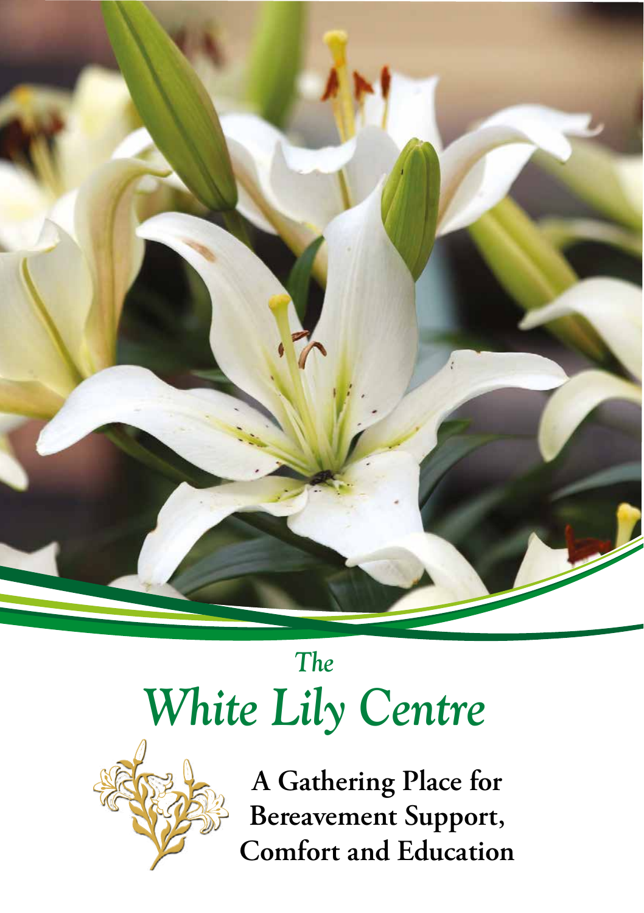# *The White Lily Centre*

**A Gathering Place for Bereavement Support, Comfort and Education**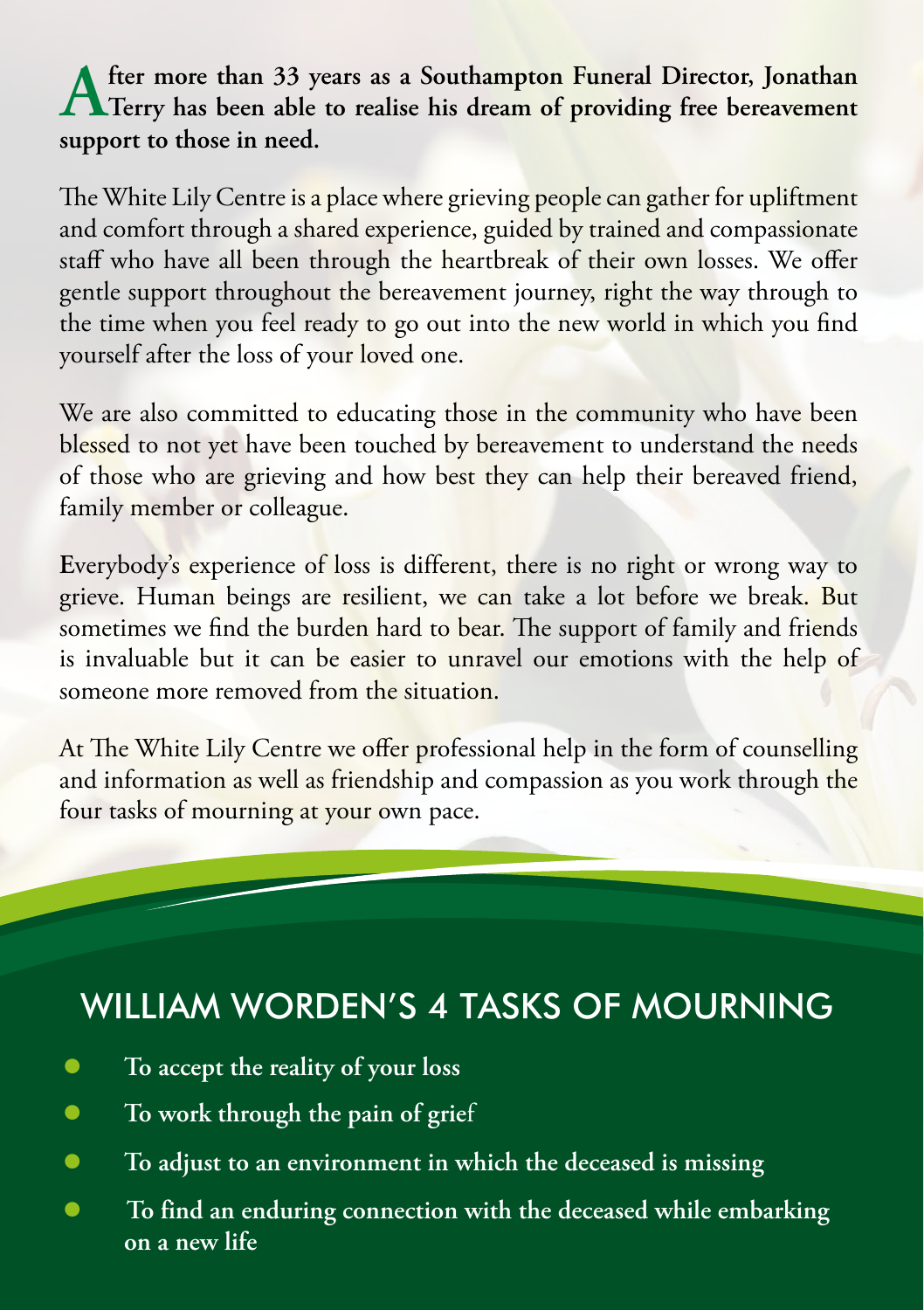**After more than 33 years as a Southampton Funeral Director, Jonathan Terry has been able to realise his dream of providing free bereavement support to those in need.**

The White Lily Centre is a place where grieving people can gather for upliftment and comfort through a shared experience, guided by trained and compassionate staff who have all been through the heartbreak of their own losses. We offer gentle support throughout the bereavement journey, right the way through to the time when you feel ready to go out into the new world in which you find yourself after the loss of your loved one.

We are also committed to educating those in the community who have been blessed to not yet have been touched by bereavement to understand the needs of those who are grieving and how best they can help their bereaved friend, family member or colleague.

Everybody's experience of loss is different, there is no right or wrong way to grieve. Human beings are resilient, we can take a lot before we break. But sometimes we find the burden hard to bear. The support of family and friends is invaluable but it can be easier to unravel our emotions with the help of someone more removed from the situation.

At The White Lily Centre we offer professional help in the form of counselling and information as well as friendship and compassion as you work through the four tasks of mourning at your own pace.

## WILLIAM WORDEN'S 4 TASKS OF MOURNING

- **To accept the reality of your loss**
- **To work through the pain of grief**
- **To adjust to an environment in which the deceased is missing**
- **To find an enduring connection with the deceased while embarking on a new life**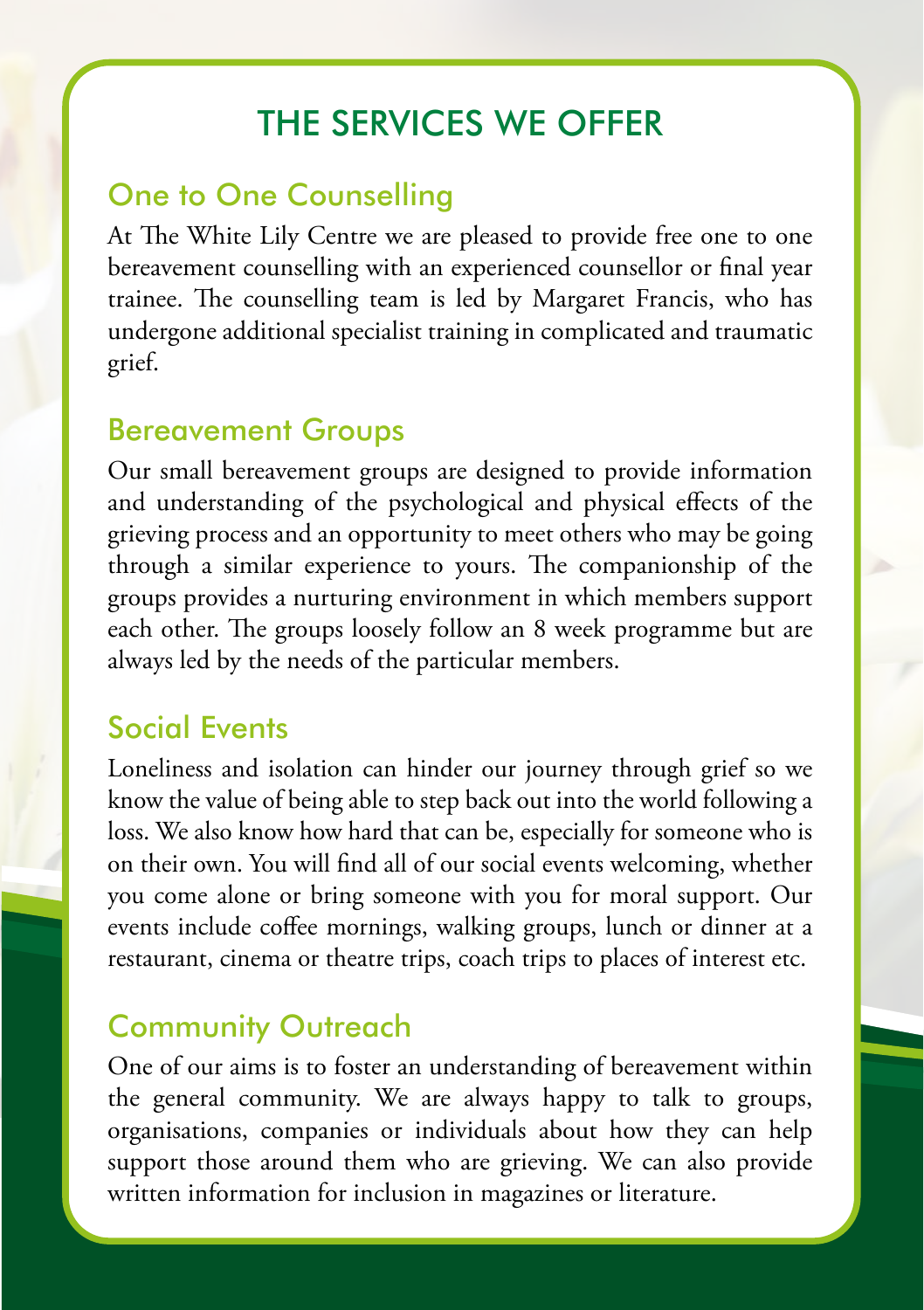# THE SERVICES WE OFFER

## One to One Counselling

At The White Lily Centre we are pleased to provide free one to one bereavement counselling with an experienced counsellor or final year trainee. The counselling team is led by Margaret Francis, who has undergone additional specialist training in complicated and traumatic grief.

## Bereavement Groups

Our small bereavement groups are designed to provide information and understanding of the psychological and physical effects of the grieving process and an opportunity to meet others who may be going through a similar experience to yours. The companionship of the groups provides a nurturing environment in which members support each other. The groups loosely follow an 8 week programme but are always led by the needs of the particular members.

## Social Events

Loneliness and isolation can hinder our journey through grief so we know the value of being able to step back out into the world following a loss. We also know how hard that can be, especially for someone who is on their own. You will find all of our social events welcoming, whether you come alone or bring someone with you for moral support. Our events include coffee mornings, walking groups, lunch or dinner at a restaurant, cinema or theatre trips, coach trips to places of interest etc.

## Community Outreach

One of our aims is to foster an understanding of bereavement within the general community. We are always happy to talk to groups, organisations, companies or individuals about how they can help support those around them who are grieving. We can also provide written information for inclusion in magazines or literature.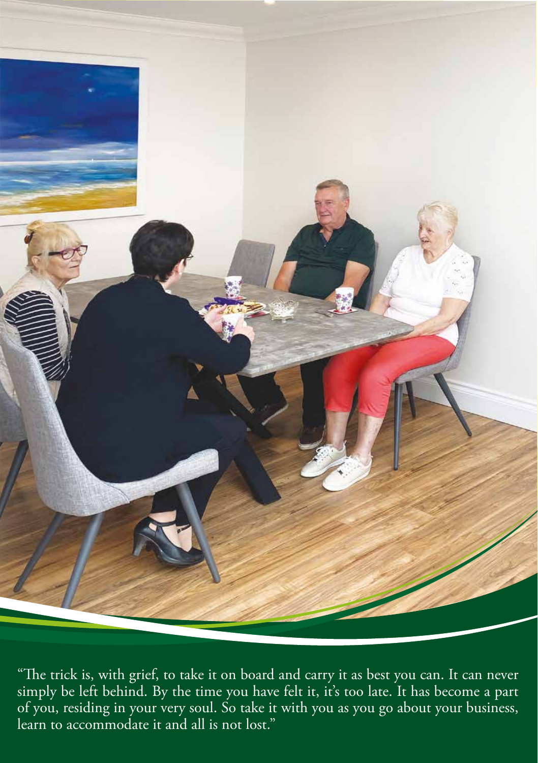"The trick is, with grief, to take it on board and carry it as best you can. It can never simply be left behind. By the time you have felt it, it's too late. It has become a part of you, residing in your very soul. So take it with you as you go about your business, learn to accommodate it and all is not lost."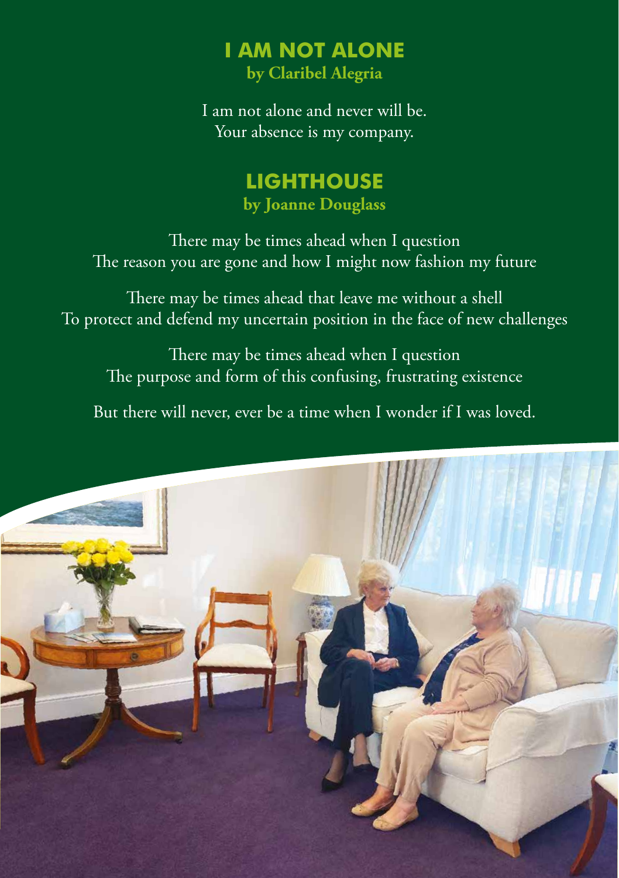## I AM NOT ALONE
**by Claribel Alegria**

I am not alone and never will be.
Your absence is my company.

## LIGHTHOUSE
**by Joanne Douglass**

There may be times ahead when I question
The reason you are gone and how I might now fashion my future

There may be times ahead that leave me without a shell
To protect and defend my uncertain position in the face of new challenges

There may be times ahead when I question
The purpose and form of this confusing, frustrating existence

But there will never, ever be a time when I wonder if I was loved.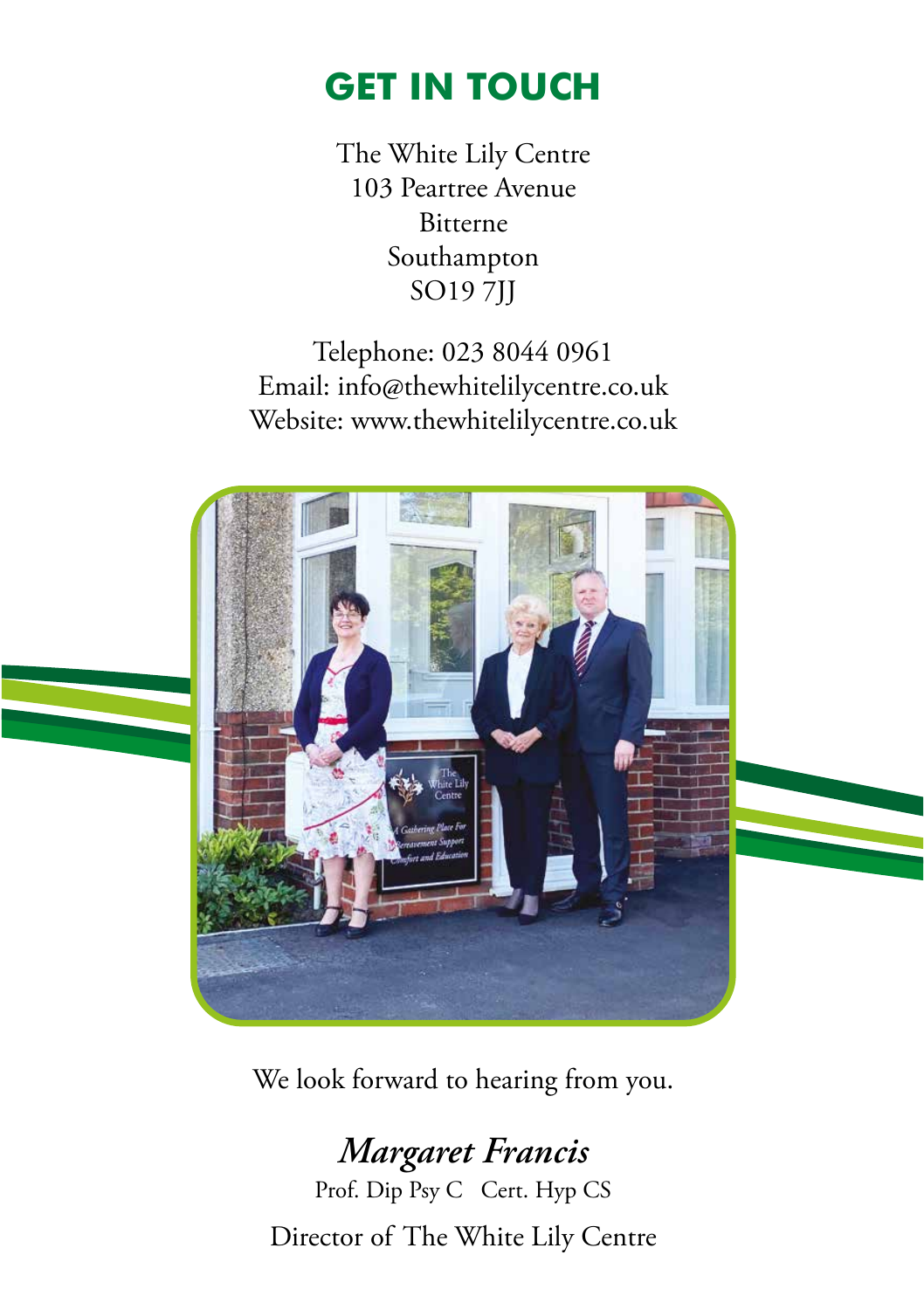# GET IN TOUCH

The White Lily Centre
103 Peartree Avenue
Bitterne
Southampton
SO19 7JJ

Telephone: 023 8044 0961
Email: info@thewhitelilycentre.co.uk
Website: www.thewhitelilycentre.co.uk

We look forward to hearing from you.

***Margaret Francis***

Prof. Dip Psy C   Cert. Hyp CS

Director of The White Lily Centre